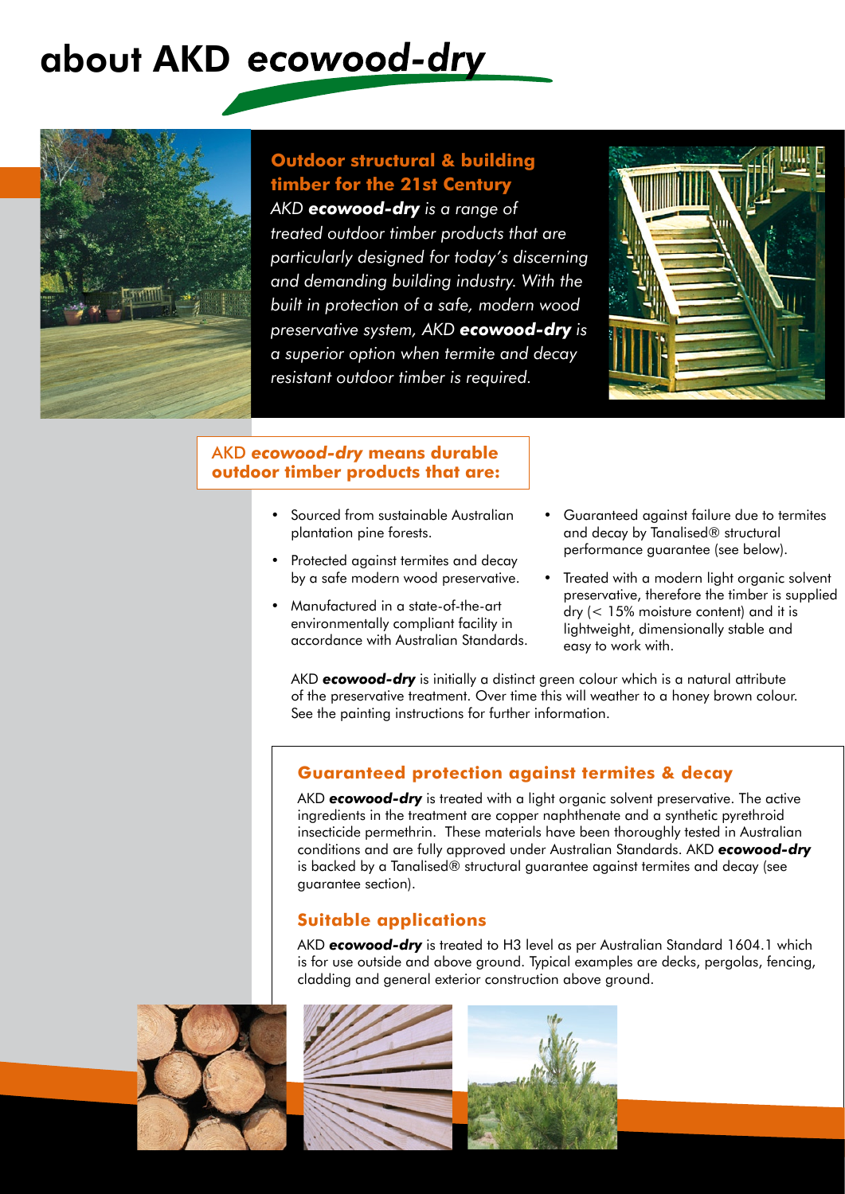# about AKD *ecowood-dry*

## Outdoor structural & building timber for the 21st Century

*AKD **ecowood-dry** is a range of treated outdoor timber products that are particularly designed for today's discerning and demanding building industry. With the built in protection of a safe, modern wood preservative system, AKD **ecowood-dry** is a superior option when termite and decay resistant outdoor timber is required.*

### AKD *ecowood-dry* means durable outdoor timber products that are:

- Sourced from sustainable Australian plantation pine forests.
- Protected against termites and decay by a safe modern wood preservative.
- Manufactured in a state-of-the-art environmentally compliant facility in accordance with Australian Standards.
- Guaranteed against failure due to termites and decay by Tanalised® structural performance guarantee (see below).
- Treated with a modern light organic solvent preservative, therefore the timber is supplied dry (< 15% moisture content) and it is lightweight, dimensionally stable and easy to work with.

AKD ***ecowood-dry*** is initially a distinct green colour which is a natural attribute of the preservative treatment. Over time this will weather to a honey brown colour. See the painting instructions for further information.

### Guaranteed protection against termites & decay

AKD ***ecowood-dry*** is treated with a light organic solvent preservative. The active ingredients in the treatment are copper naphthenate and a synthetic pyrethroid insecticide permethrin. These materials have been thoroughly tested in Australian conditions and are fully approved under Australian Standards. AKD ***ecowood-dry*** is backed by a Tanalised® structural guarantee against termites and decay (see guarantee section).

### Suitable applications

AKD ***ecowood-dry*** is treated to H3 level as per Australian Standard 1604.1 which is for use outside and above ground. Typical examples are decks, pergolas, fencing, cladding and general exterior construction above ground.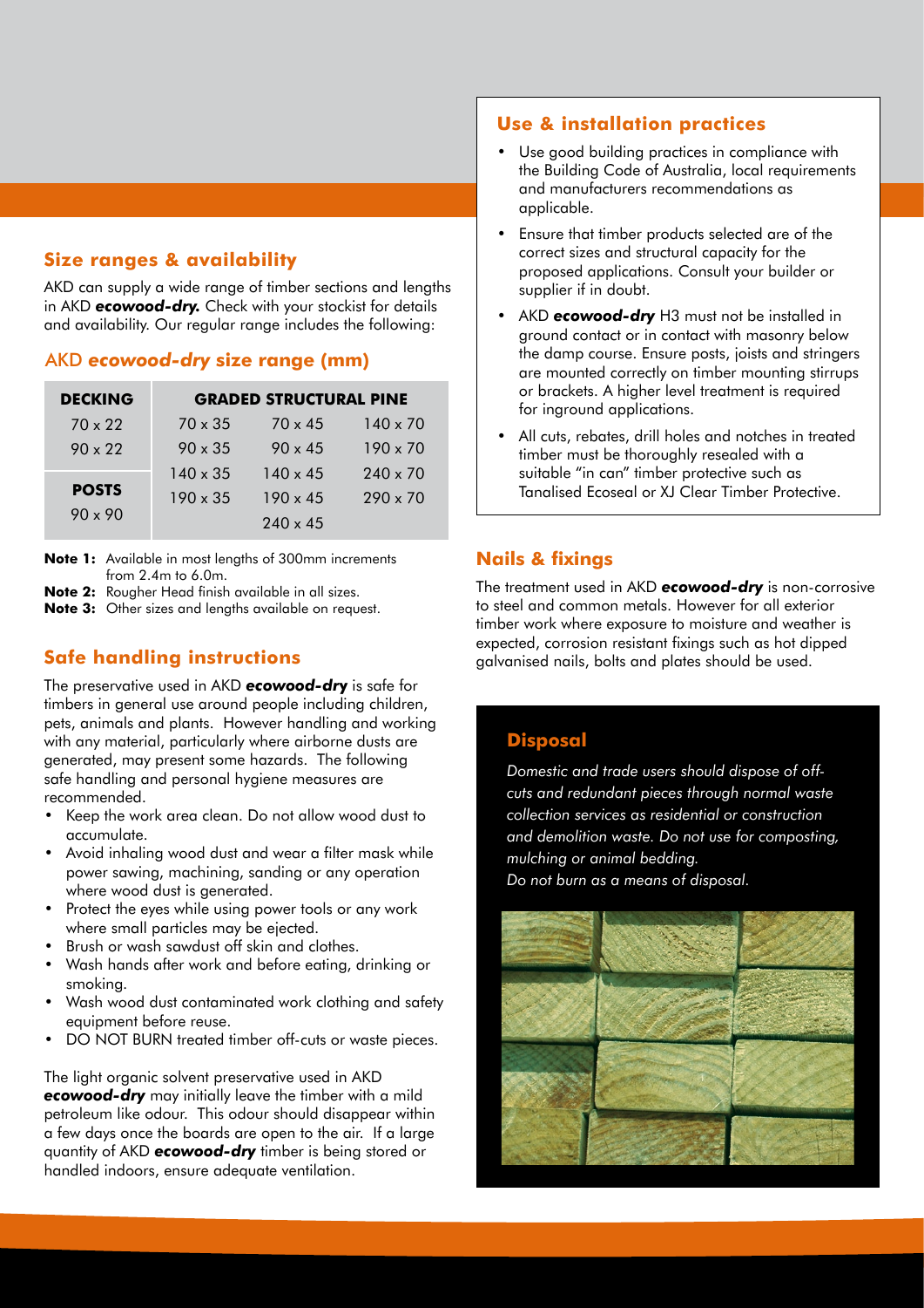## Size ranges & availability

AKD can supply a wide range of timber sections and lengths in AKD ***ecowood-dry.*** Check with your stockist for details and availability. Our regular range includes the following:

### AKD *ecowood-dry* size range (mm)

| DECKING | GRADED STRUCTURAL PINE | | |
|---|---|---|---|
| 70 x 22 | 70 x 35 | 70 x 45 | 140 x 70 |
| 90 x 22 | 90 x 35 | 90 x 45 | 190 x 70 |
| **POSTS** | 140 x 35 | 140 x 45 | 240 x 70 |
| 90 x 90 | 190 x 35 | 190 x 45 | 290 x 70 |
| | | 240 x 45 | |

**Note 1:** Available in most lengths of 300mm increments from 2.4m to 6.0m.
**Note 2:** Rougher Head finish available in all sizes.
**Note 3:** Other sizes and lengths available on request.

## Safe handling instructions

The preservative used in AKD ***ecowood-dry*** is safe for timbers in general use around people including children, pets, animals and plants. However handling and working with any material, particularly where airborne dusts are generated, may present some hazards. The following safe handling and personal hygiene measures are recommended.

- Keep the work area clean. Do not allow wood dust to accumulate.
- Avoid inhaling wood dust and wear a filter mask while power sawing, machining, sanding or any operation where wood dust is generated.
- Protect the eyes while using power tools or any work where small particles may be ejected.
- Brush or wash sawdust off skin and clothes.
- Wash hands after work and before eating, drinking or smoking.
- Wash wood dust contaminated work clothing and safety equipment before reuse.
- DO NOT BURN treated timber off-cuts or waste pieces.

The light organic solvent preservative used in AKD ***ecowood-dry*** may initially leave the timber with a mild petroleum like odour. This odour should disappear within a few days once the boards are open to the air. If a large quantity of AKD ***ecowood-dry*** timber is being stored or handled indoors, ensure adequate ventilation.

## Use & installation practices

- Use good building practices in compliance with the Building Code of Australia, local requirements and manufacturers recommendations as applicable.
- Ensure that timber products selected are of the correct sizes and structural capacity for the proposed applications. Consult your builder or supplier if in doubt.
- AKD ***ecowood-dry*** H3 must not be installed in ground contact or in contact with masonry below the damp course. Ensure posts, joists and stringers are mounted correctly on timber mounting stirrups or brackets. A higher level treatment is required for inground applications.
- All cuts, rebates, drill holes and notches in treated timber must be thoroughly resealed with a suitable "in can" timber protective such as Tanalised Ecoseal or XJ Clear Timber Protective.

## Nails & fixings

The treatment used in AKD ***ecowood-dry*** is non-corrosive to steel and common metals. However for all exterior timber work where exposure to moisture and weather is expected, corrosion resistant fixings such as hot dipped galvanised nails, bolts and plates should be used.

## Disposal

*Domestic and trade users should dispose of off-cuts and redundant pieces through normal waste collection services as residential or construction and demolition waste. Do not use for composting, mulching or animal bedding.*
*Do not burn as a means of disposal.*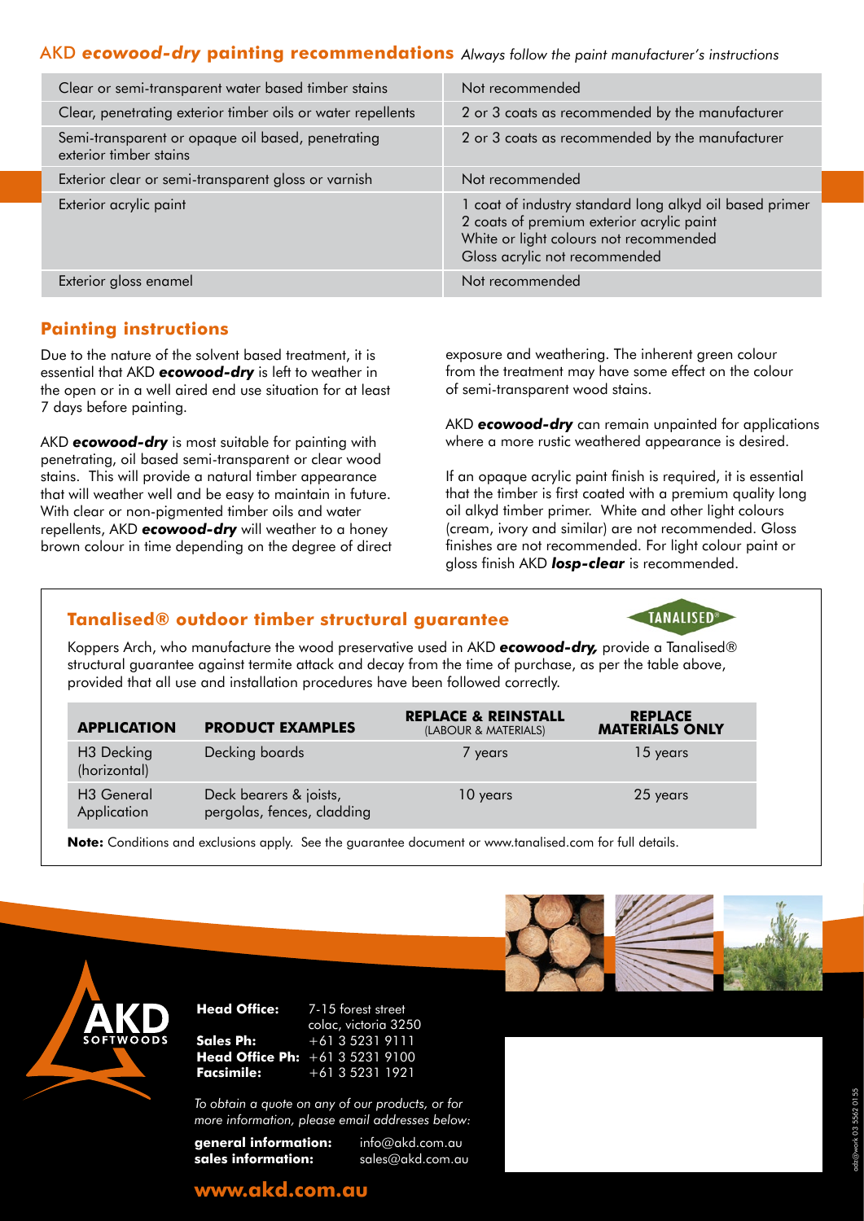## AKD ***ecowood-dry*** painting recommendations *Always follow the paint manufacturer's instructions*

| | |
|---|---|
| Clear or semi-transparent water based timber stains | Not recommended |
| Clear, penetrating exterior timber oils or water repellents | 2 or 3 coats as recommended by the manufacturer |
| Semi-transparent or opaque oil based, penetrating exterior timber stains | 2 or 3 coats as recommended by the manufacturer |
| Exterior clear or semi-transparent gloss or varnish | Not recommended |
| Exterior acrylic paint | 1 coat of industry standard long alkyd oil based primer<br>2 coats of premium exterior acrylic paint<br>White or light colours not recommended<br>Gloss acrylic not recommended |
| Exterior gloss enamel | Not recommended |

### Painting instructions

Due to the nature of the solvent based treatment, it is essential that AKD ***ecowood-dry*** is left to weather in the open or in a well aired end use situation for at least 7 days before painting.

AKD ***ecowood-dry*** is most suitable for painting with penetrating, oil based semi-transparent or clear wood stains. This will provide a natural timber appearance that will weather well and be easy to maintain in future. With clear or non-pigmented timber oils and water repellents, AKD ***ecowood-dry*** will weather to a honey brown colour in time depending on the degree of direct exposure and weathering. The inherent green colour from the treatment may have some effect on the colour of semi-transparent wood stains.

AKD ***ecowood-dry*** can remain unpainted for applications where a more rustic weathered appearance is desired.

If an opaque acrylic paint finish is required, it is essential that the timber is first coated with a premium quality long oil alkyd timber primer. White and other light colours (cream, ivory and similar) are not recommended. Gloss finishes are not recommended. For light colour paint or gloss finish AKD ***losp-clear*** is recommended.

### Tanalised® outdoor timber structural guarantee

TANALISED®

Koppers Arch, who manufacture the wood preservative used in AKD ***ecowood-dry,*** provide a Tanalised® structural guarantee against termite attack and decay from the time of purchase, as per the table above, provided that all use and installation procedures have been followed correctly.

| APPLICATION | PRODUCT EXAMPLES | REPLACE & REINSTALL (LABOUR & MATERIALS) | REPLACE MATERIALS ONLY |
|---|---|---|---|
| H3 Decking (horizontal) | Decking boards | 7 years | 15 years |
| H3 General Application | Deck bearers & joists, pergolas, fences, cladding | 10 years | 25 years |

**Note:** Conditions and exclusions apply. See the guarantee document or www.tanalised.com for full details.

AKD SOFTWOODS

**Head Office:** 7-15 forest street colac, victoria 3250
**Sales Ph:** +61 3 5231 9111
**Head Office Ph:** +61 3 5231 9100
**Facsimile:** +61 3 5231 1921

*To obtain a quote on any of our products, or for more information, please email addresses below:*

**general information:** info@akd.com.au
**sales information:** sales@akd.com.au

**www.akd.com.au**